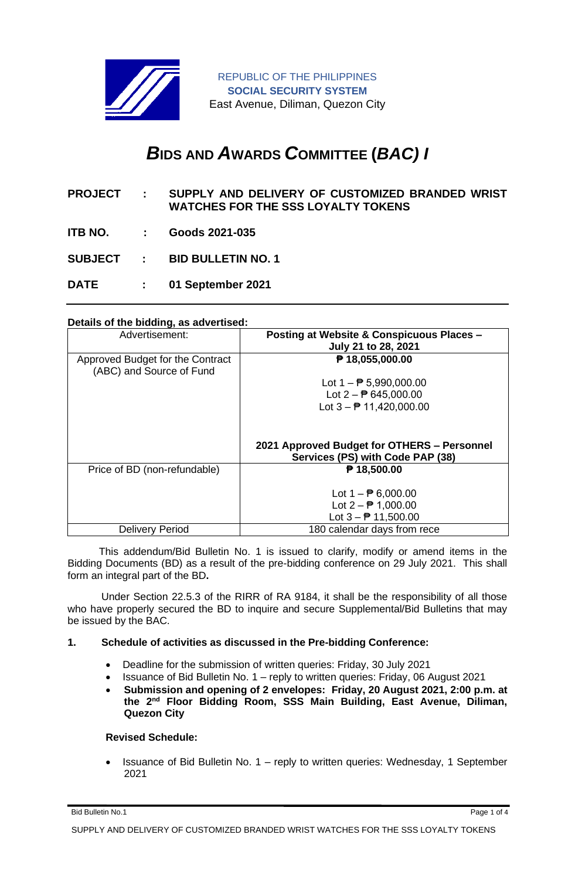REPUBLIC OF THE PHILIPPINES
**SOCIAL SECURITY SYSTEM**
East Avenue, Diliman, Quezon City

# ***B*IDS AND *A*WARDS *C*OMMITTEE (*BAC) I***

**PROJECT : SUPPLY AND DELIVERY OF CUSTOMIZED BRANDED WRIST WATCHES FOR THE SSS LOYALTY TOKENS**

**ITB NO. : Goods 2021-035**

**SUBJECT : BID BULLETIN NO. 1**

**DATE : 01 September 2021**

**Details of the bidding, as advertised:**

| Advertisement: | **Posting at Website & Conspicuous Places – July 21 to 28, 2021** |
|---|---|
| Approved Budget for the Contract (ABC) and Source of Fund | **₱ 18,055,000.00**<br><br>Lot 1 – ₱ 5,990,000.00<br>Lot 2 – ₱ 645,000.00<br>Lot 3 – ₱ 11,420,000.00<br><br>**2021 Approved Budget for OTHERS – Personnel Services (PS) with Code PAP (38)** |
| Price of BD (non-refundable) | **₱ 18,500.00**<br><br>Lot 1 – ₱ 6,000.00<br>Lot 2 – ₱ 1,000.00<br>Lot 3 – ₱ 11,500.00 |
| Delivery Period | 180 calendar days from rece |

This addendum/Bid Bulletin No. 1 is issued to clarify, modify or amend items in the Bidding Documents (BD) as a result of the pre-bidding conference on 29 July 2021. This shall form an integral part of the BD**.**

Under Section 22.5.3 of the RIRR of RA 9184, it shall be the responsibility of all those who have properly secured the BD to inquire and secure Supplemental/Bid Bulletins that may be issued by the BAC.

**1. Schedule of activities as discussed in the Pre-bidding Conference:**

- Deadline for the submission of written queries: Friday, 30 July 2021
- Issuance of Bid Bulletin No. 1 – reply to written queries: Friday, 06 August 2021
- **Submission and opening of 2 envelopes: Friday, 20 August 2021, 2:00 p.m. at the 2nd Floor Bidding Room, SSS Main Building, East Avenue, Diliman, Quezon City**

**Revised Schedule:**

- Issuance of Bid Bulletin No. 1 – reply to written queries: Wednesday, 1 September 2021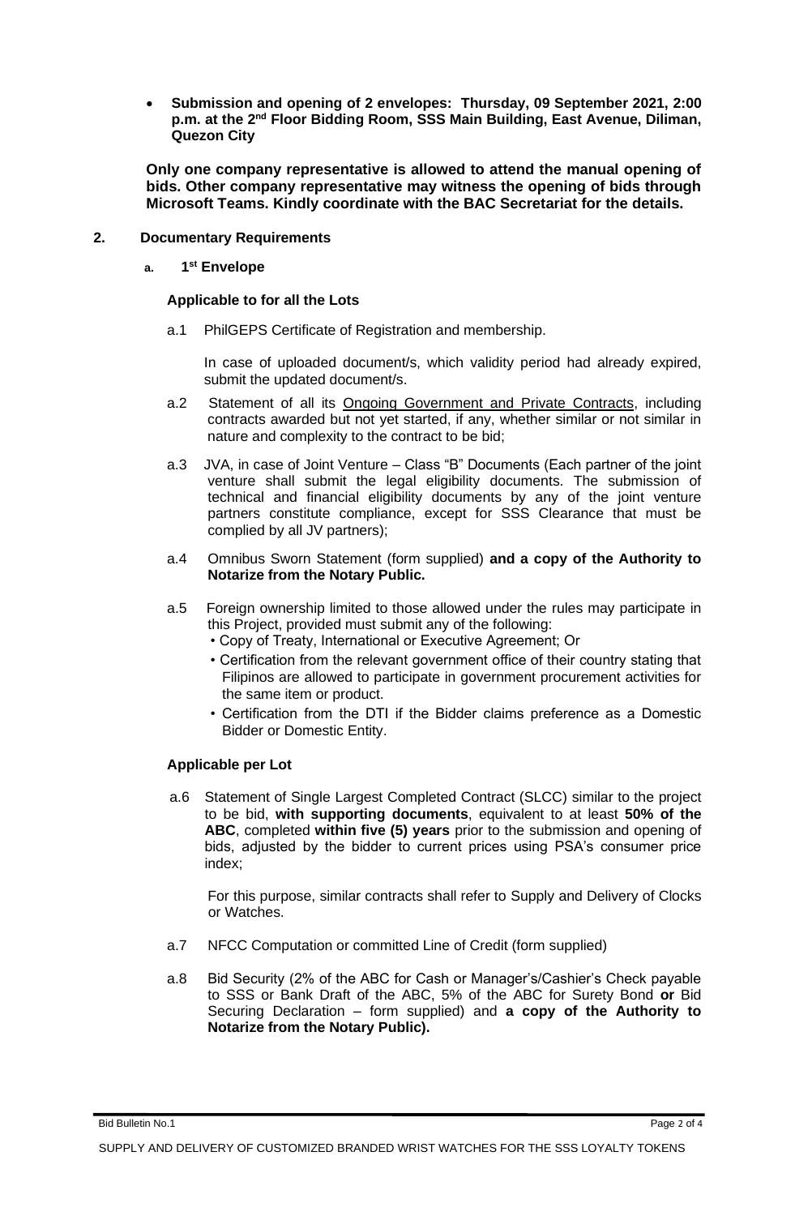- **Submission and opening of 2 envelopes: Thursday, 09 September 2021, 2:00 p.m. at the 2nd Floor Bidding Room, SSS Main Building, East Avenue, Diliman, Quezon City**

**Only one company representative is allowed to attend the manual opening of bids. Other company representative may witness the opening of bids through Microsoft Teams. Kindly coordinate with the BAC Secretariat for the details.**

## 2. Documentary Requirements

### a. 1st Envelope

**Applicable to for all the Lots**

a.1 PhilGEPS Certificate of Registration and membership.

In case of uploaded document/s, which validity period had already expired, submit the updated document/s.

a.2 Statement of all its Ongoing Government and Private Contracts, including contracts awarded but not yet started, if any, whether similar or not similar in nature and complexity to the contract to be bid;

a.3 JVA, in case of Joint Venture – Class "B" Documents (Each partner of the joint venture shall submit the legal eligibility documents. The submission of technical and financial eligibility documents by any of the joint venture partners constitute compliance, except for SSS Clearance that must be complied by all JV partners);

a.4 Omnibus Sworn Statement (form supplied) **and a copy of the Authority to Notarize from the Notary Public.**

a.5 Foreign ownership limited to those allowed under the rules may participate in this Project, provided must submit any of the following:

- Copy of Treaty, International or Executive Agreement; Or
- Certification from the relevant government office of their country stating that Filipinos are allowed to participate in government procurement activities for the same item or product.
- Certification from the DTI if the Bidder claims preference as a Domestic Bidder or Domestic Entity.

**Applicable per Lot**

a.6 Statement of Single Largest Completed Contract (SLCC) similar to the project to be bid, **with supporting documents**, equivalent to at least **50% of the ABC**, completed **within five (5) years** prior to the submission and opening of bids, adjusted by the bidder to current prices using PSA's consumer price index;

For this purpose, similar contracts shall refer to Supply and Delivery of Clocks or Watches.

a.7 NFCC Computation or committed Line of Credit (form supplied)

a.8 Bid Security (2% of the ABC for Cash or Manager's/Cashier's Check payable to SSS or Bank Draft of the ABC, 5% of the ABC for Surety Bond **or** Bid Securing Declaration – form supplied) and **a copy of the Authority to Notarize from the Notary Public).**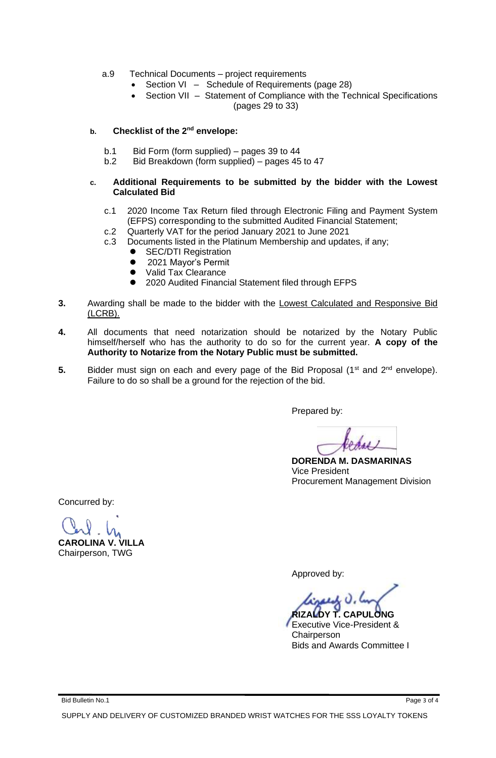a.9 Technical Documents – project requirements

- Section VI – Schedule of Requirements (page 28)
- Section VII – Statement of Compliance with the Technical Specifications (pages 29 to 33)

**b. Checklist of the 2nd envelope:**

b.1 Bid Form (form supplied) – pages 39 to 44

b.2 Bid Breakdown (form supplied) – pages 45 to 47

**c. Additional Requirements to be submitted by the bidder with the Lowest Calculated Bid**

c.1 2020 Income Tax Return filed through Electronic Filing and Payment System (EFPS) corresponding to the submitted Audited Financial Statement;

c.2 Quarterly VAT for the period January 2021 to June 2021

c.3 Documents listed in the Platinum Membership and updates, if any;

- SEC/DTI Registration
- 2021 Mayor's Permit
- Valid Tax Clearance
- 2020 Audited Financial Statement filed through EFPS

**3.** Awarding shall be made to the bidder with the Lowest Calculated and Responsive Bid (LCRB).

**4.** All documents that need notarization should be notarized by the Notary Public himself/herself who has the authority to do so for the current year. **A copy of the Authority to Notarize from the Notary Public must be submitted.**

**5.** Bidder must sign on each and every page of the Bid Proposal (1st and 2nd envelope). Failure to do so shall be a ground for the rejection of the bid.

Prepared by:

**DORENDA M. DASMARINAS**
Vice President
Procurement Management Division

Concurred by:

**CAROLINA V. VILLA**
Chairperson, TWG

Approved by:

**RIZALDY T. CAPULONG**
Executive Vice-President &
Chairperson
Bids and Awards Committee I

Bid Bulletin No.1

SUPPLY AND DELIVERY OF CUSTOMIZED BRANDED WRIST WATCHES FOR THE SSS LOYALTY TOKENS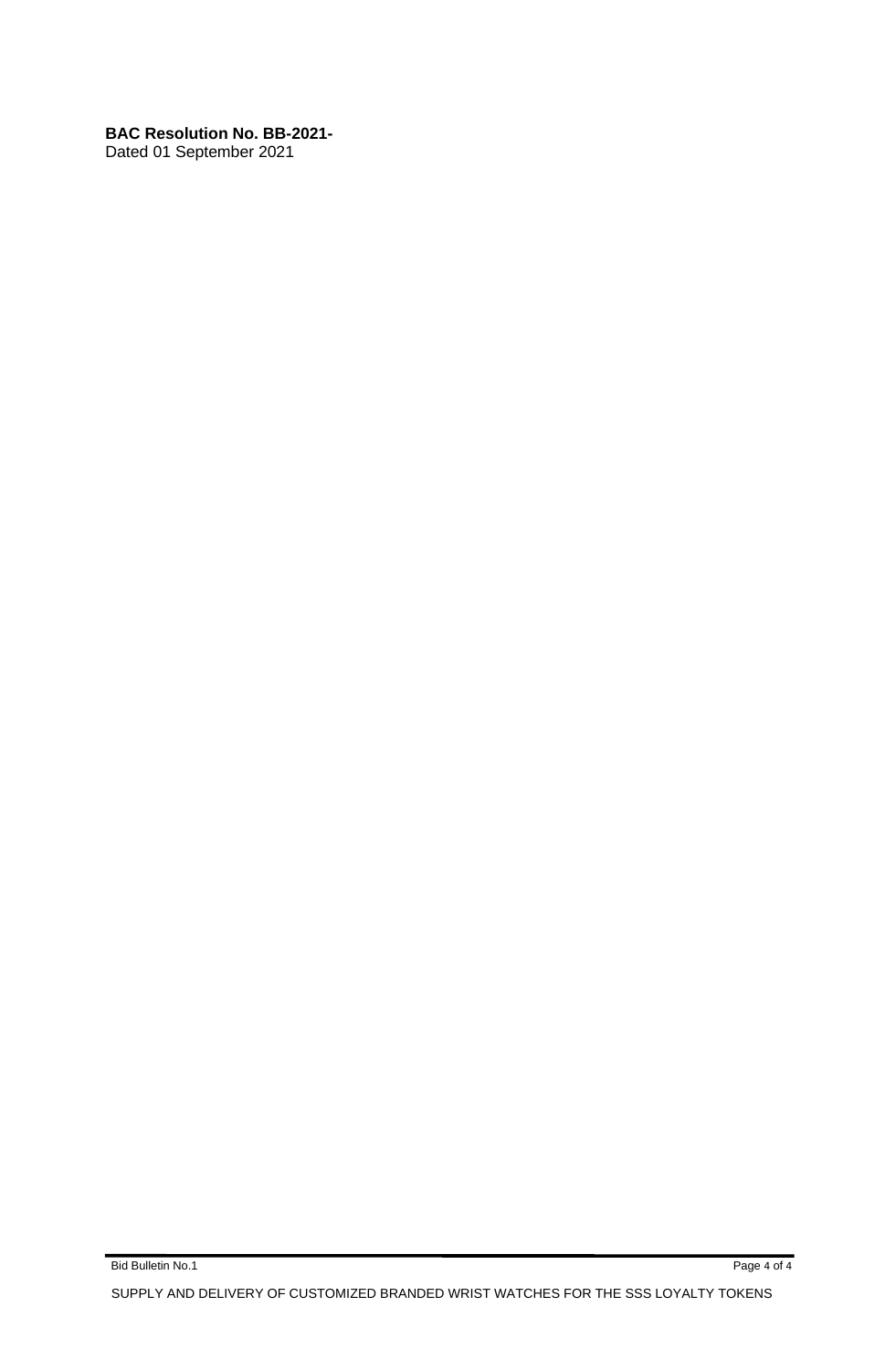**BAC Resolution No. BB-2021-**
Dated 01 September 2021